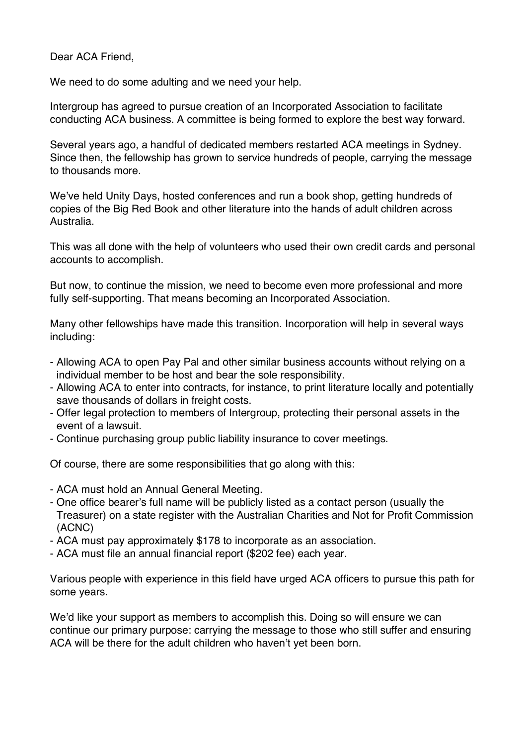Dear ACA Friend,

We need to do some adulting and we need your help.

Intergroup has agreed to pursue creation of an Incorporated Association to facilitate conducting ACA business. A committee is being formed to explore the best way forward.

Several years ago, a handful of dedicated members restarted ACA meetings in Sydney. Since then, the fellowship has grown to service hundreds of people, carrying the message to thousands more.

We've held Unity Days, hosted conferences and run a book shop, getting hundreds of copies of the Big Red Book and other literature into the hands of adult children across Australia.

This was all done with the help of volunteers who used their own credit cards and personal accounts to accomplish.

But now, to continue the mission, we need to become even more professional and more fully self-supporting. That means becoming an Incorporated Association.

Many other fellowships have made this transition. Incorporation will help in several ways including:

- Allowing ACA to open Pay Pal and other similar business accounts without relying on a individual member to be host and bear the sole responsibility.
- Allowing ACA to enter into contracts, for instance, to print literature locally and potentially save thousands of dollars in freight costs.
- Offer legal protection to members of Intergroup, protecting their personal assets in the event of a lawsuit.
- Continue purchasing group public liability insurance to cover meetings.

Of course, there are some responsibilities that go along with this:

- ACA must hold an Annual General Meeting.
- One office bearer's full name will be publicly listed as a contact person (usually the Treasurer) on a state register with the Australian Charities and Not for Profit Commission (ACNC)
- ACA must pay approximately $178 to incorporate as an association.
- ACA must file an annual financial report ($202 fee) each year.

Various people with experience in this field have urged ACA officers to pursue this path for some years.

We'd like your support as members to accomplish this. Doing so will ensure we can continue our primary purpose: carrying the message to those who still suffer and ensuring ACA will be there for the adult children who haven't yet been born.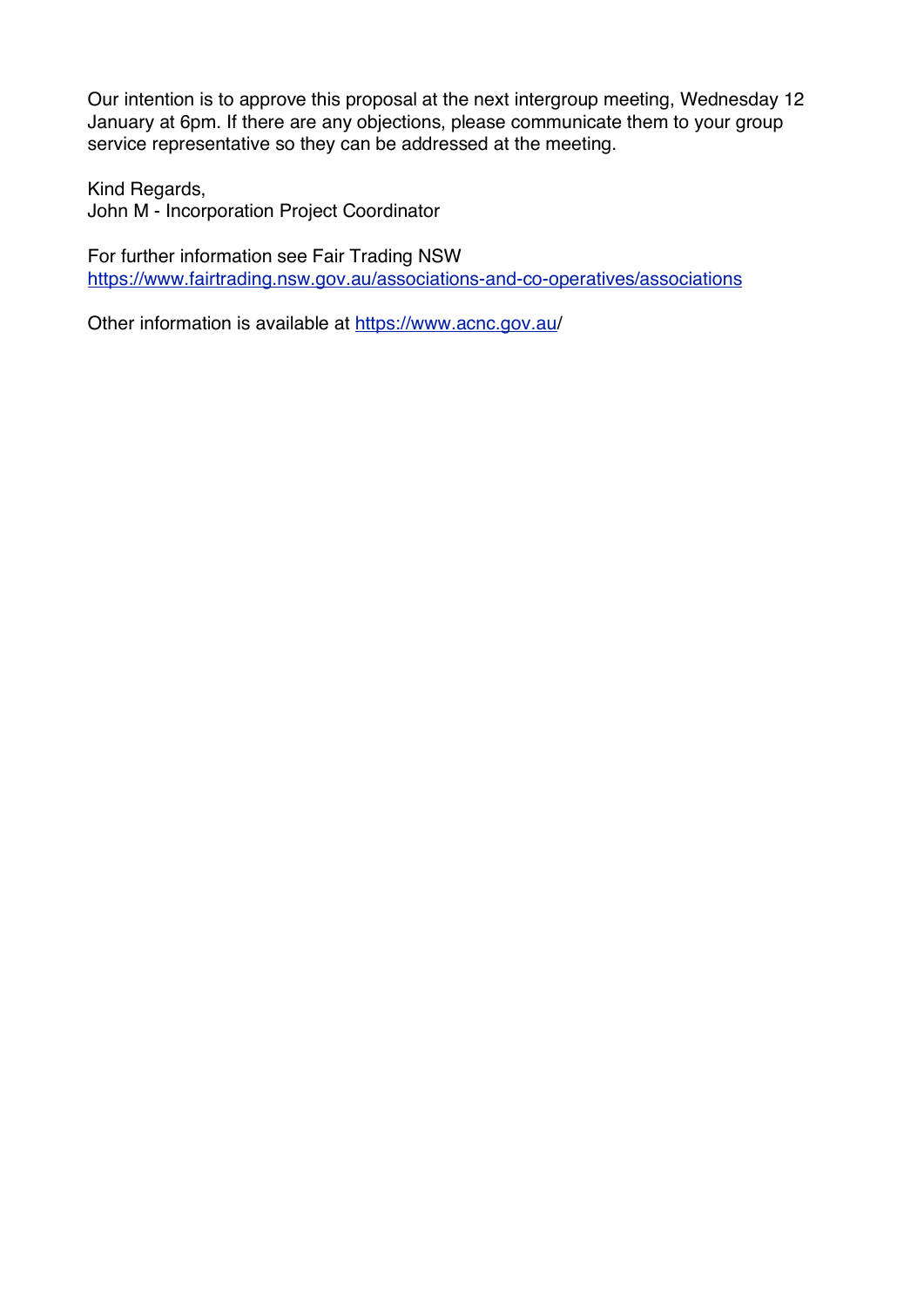Our intention is to approve this proposal at the next intergroup meeting, Wednesday 12 January at 6pm. If there are any objections, please communicate them to your group service representative so they can be addressed at the meeting.

Kind Regards,
John M - Incorporation Project Coordinator

For further information see Fair Trading NSW
https://www.fairtrading.nsw.gov.au/associations-and-co-operatives/associations

Other information is available at https://www.acnc.gov.au/